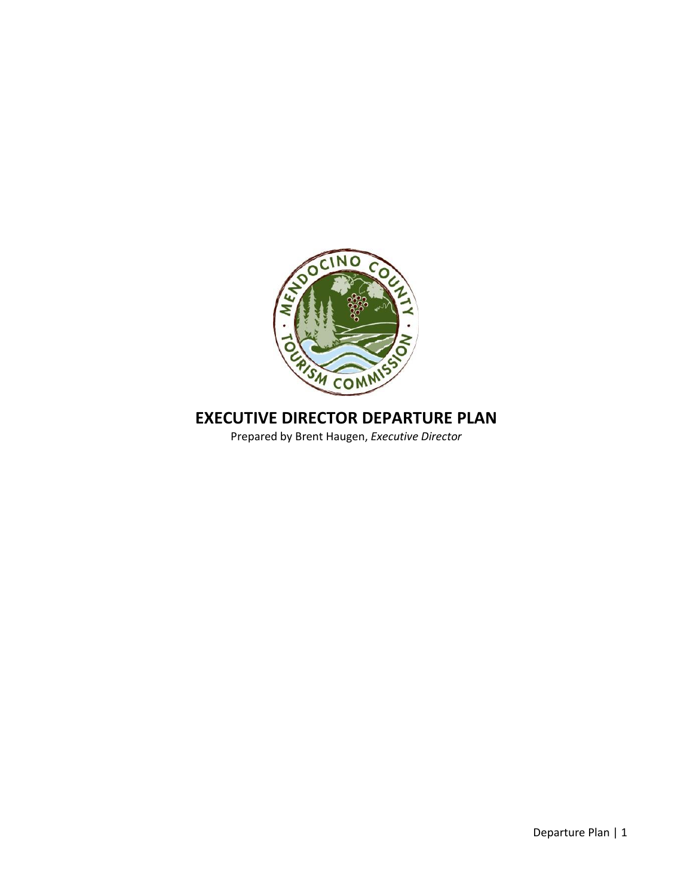# EXECUTIVE DIRECTOR DEPARTURE PLAN

Prepared by Brent Haugen, *Executive Director*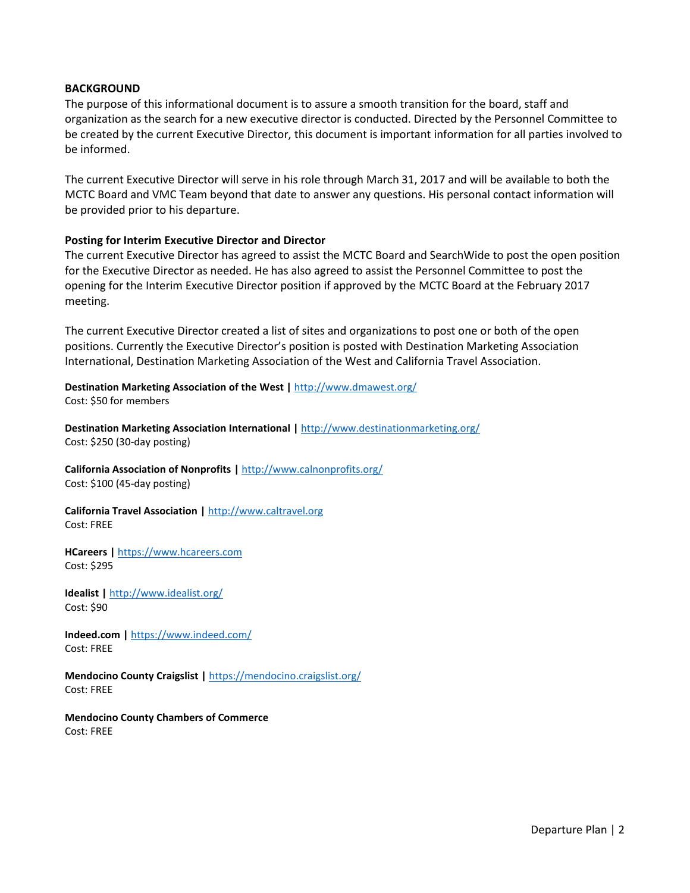**BACKGROUND**

The purpose of this informational document is to assure a smooth transition for the board, staff and organization as the search for a new executive director is conducted. Directed by the Personnel Committee to be created by the current Executive Director, this document is important information for all parties involved to be informed.

The current Executive Director will serve in his role through March 31, 2017 and will be available to both the MCTC Board and VMC Team beyond that date to answer any questions. His personal contact information will be provided prior to his departure.

**Posting for Interim Executive Director and Director**

The current Executive Director has agreed to assist the MCTC Board and SearchWide to post the open position for the Executive Director as needed. He has also agreed to assist the Personnel Committee to post the opening for the Interim Executive Director position if approved by the MCTC Board at the February 2017 meeting.

The current Executive Director created a list of sites and organizations to post one or both of the open positions. Currently the Executive Director's position is posted with Destination Marketing Association International, Destination Marketing Association of the West and California Travel Association.

**Destination Marketing Association of the West |** http://www.dmawest.org/
Cost: $50 for members

**Destination Marketing Association International |** http://www.destinationmarketing.org/
Cost: $250 (30-day posting)

**California Association of Nonprofits |** http://www.calnonprofits.org/
Cost: $100 (45-day posting)

**California Travel Association |** http://www.caltravel.org
Cost: FREE

**HCareers |** https://www.hcareers.com
Cost: $295

**Idealist |** http://www.idealist.org/
Cost: $90

**Indeed.com |** https://www.indeed.com/
Cost: FREE

**Mendocino County Craigslist |** https://mendocino.craigslist.org/
Cost: FREE

**Mendocino County Chambers of Commerce**
Cost: FREE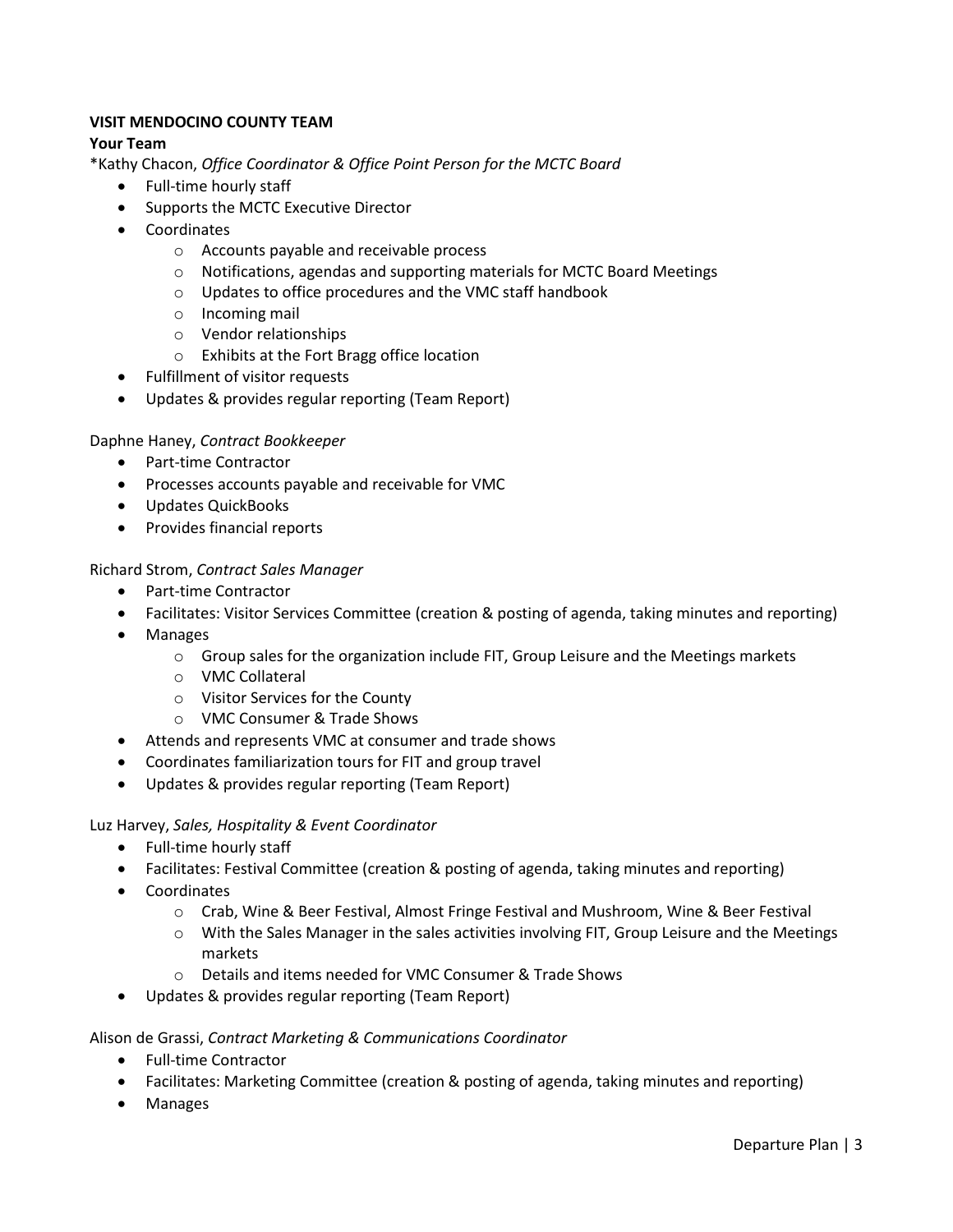**VISIT MENDOCINO COUNTY TEAM**

**Your Team**

*Kathy Chacon, *Office Coordinator & Office Point Person for the MCTC Board*

- Full-time hourly staff
- Supports the MCTC Executive Director
- Coordinates
  - Accounts payable and receivable process
  - Notifications, agendas and supporting materials for MCTC Board Meetings
  - Updates to office procedures and the VMC staff handbook
  - Incoming mail
  - Vendor relationships
  - Exhibits at the Fort Bragg office location
- Fulfillment of visitor requests
- Updates & provides regular reporting (Team Report)

Daphne Haney, *Contract Bookkeeper*

- Part-time Contractor
- Processes accounts payable and receivable for VMC
- Updates QuickBooks
- Provides financial reports

Richard Strom, *Contract Sales Manager*

- Part-time Contractor
- Facilitates: Visitor Services Committee (creation & posting of agenda, taking minutes and reporting)
- Manages
  - Group sales for the organization include FIT, Group Leisure and the Meetings markets
  - VMC Collateral
  - Visitor Services for the County
  - VMC Consumer & Trade Shows
- Attends and represents VMC at consumer and trade shows
- Coordinates familiarization tours for FIT and group travel
- Updates & provides regular reporting (Team Report)

Luz Harvey, *Sales, Hospitality & Event Coordinator*

- Full-time hourly staff
- Facilitates: Festival Committee (creation & posting of agenda, taking minutes and reporting)
- Coordinates
  - Crab, Wine & Beer Festival, Almost Fringe Festival and Mushroom, Wine & Beer Festival
  - With the Sales Manager in the sales activities involving FIT, Group Leisure and the Meetings markets
  - Details and items needed for VMC Consumer & Trade Shows
- Updates & provides regular reporting (Team Report)

Alison de Grassi, *Contract Marketing & Communications Coordinator*

- Full-time Contractor
- Facilitates: Marketing Committee (creation & posting of agenda, taking minutes and reporting)
- Manages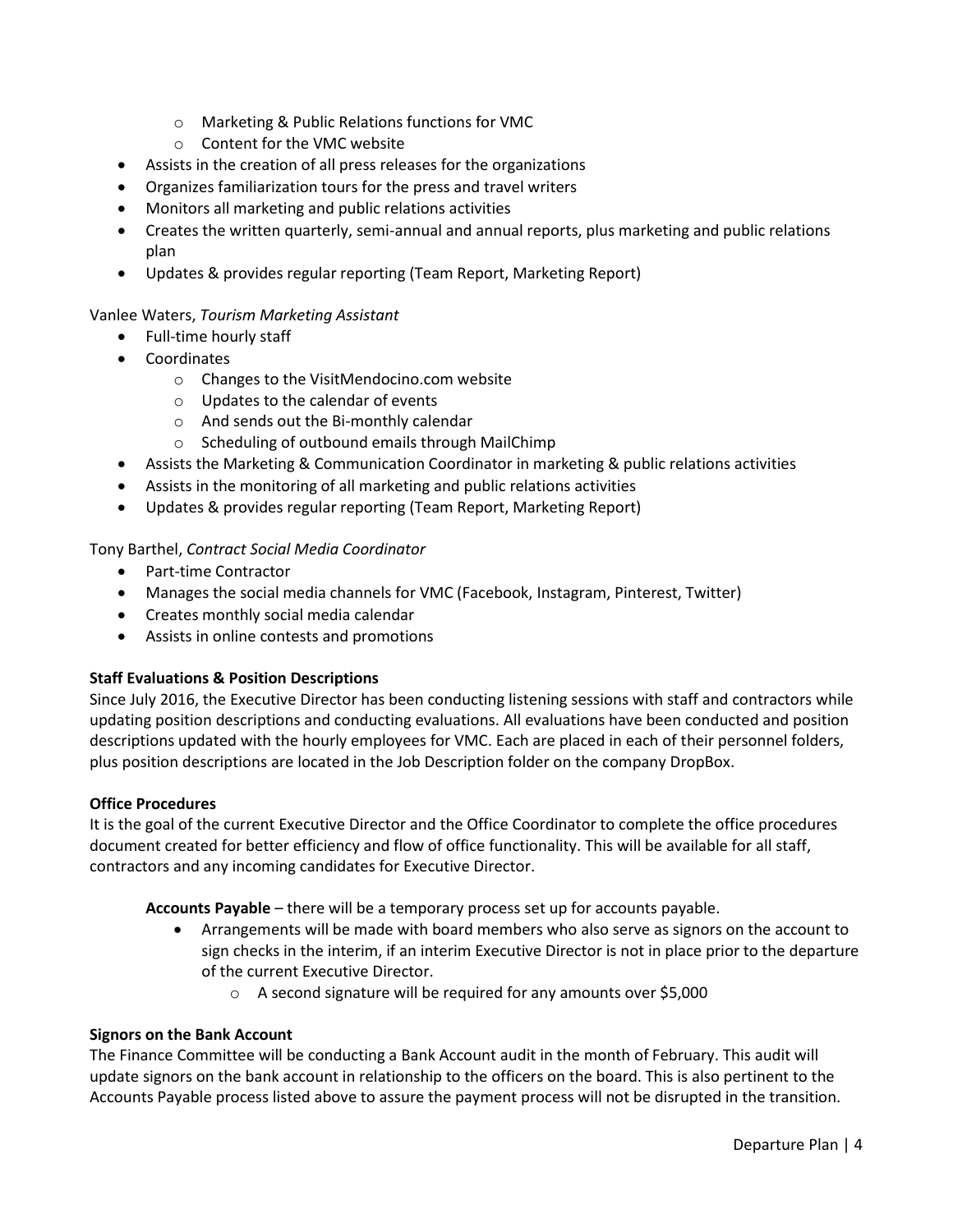- Marketing & Public Relations functions for VMC
  - Content for the VMC website
- Assists in the creation of all press releases for the organizations
- Organizes familiarization tours for the press and travel writers
- Monitors all marketing and public relations activities
- Creates the written quarterly, semi-annual and annual reports, plus marketing and public relations plan
- Updates & provides regular reporting (Team Report, Marketing Report)

Vanlee Waters, *Tourism Marketing Assistant*

- Full-time hourly staff
- Coordinates
  - Changes to the VisitMendocino.com website
  - Updates to the calendar of events
  - And sends out the Bi-monthly calendar
  - Scheduling of outbound emails through MailChimp
- Assists the Marketing & Communication Coordinator in marketing & public relations activities
- Assists in the monitoring of all marketing and public relations activities
- Updates & provides regular reporting (Team Report, Marketing Report)

Tony Barthel, *Contract Social Media Coordinator*

- Part-time Contractor
- Manages the social media channels for VMC (Facebook, Instagram, Pinterest, Twitter)
- Creates monthly social media calendar
- Assists in online contests and promotions

**Staff Evaluations & Position Descriptions**

Since July 2016, the Executive Director has been conducting listening sessions with staff and contractors while updating position descriptions and conducting evaluations. All evaluations have been conducted and position descriptions updated with the hourly employees for VMC. Each are placed in each of their personnel folders, plus position descriptions are located in the Job Description folder on the company DropBox.

**Office Procedures**

It is the goal of the current Executive Director and the Office Coordinator to complete the office procedures document created for better efficiency and flow of office functionality. This will be available for all staff, contractors and any incoming candidates for Executive Director.

**Accounts Payable** – there will be a temporary process set up for accounts payable.

- Arrangements will be made with board members who also serve as signors on the account to sign checks in the interim, if an interim Executive Director is not in place prior to the departure of the current Executive Director.
  - A second signature will be required for any amounts over $5,000

**Signors on the Bank Account**

The Finance Committee will be conducting a Bank Account audit in the month of February. This audit will update signors on the bank account in relationship to the officers on the board. This is also pertinent to the Accounts Payable process listed above to assure the payment process will not be disrupted in the transition.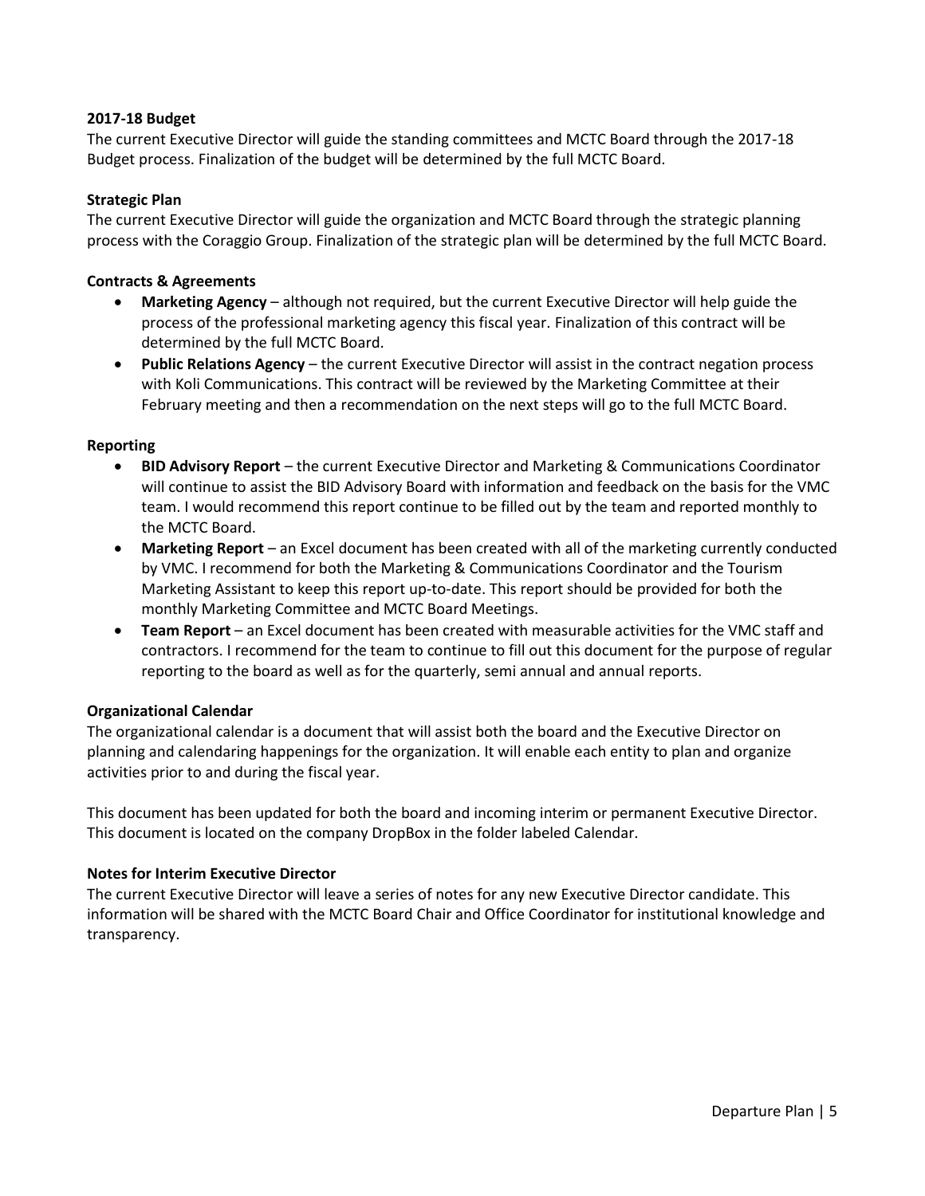### 2017-18 Budget

The current Executive Director will guide the standing committees and MCTC Board through the 2017-18 Budget process. Finalization of the budget will be determined by the full MCTC Board.

### Strategic Plan

The current Executive Director will guide the organization and MCTC Board through the strategic planning process with the Coraggio Group. Finalization of the strategic plan will be determined by the full MCTC Board.

### Contracts & Agreements

- **Marketing Agency** – although not required, but the current Executive Director will help guide the process of the professional marketing agency this fiscal year. Finalization of this contract will be determined by the full MCTC Board.
- **Public Relations Agency** – the current Executive Director will assist in the contract negation process with Koli Communications. This contract will be reviewed by the Marketing Committee at their February meeting and then a recommendation on the next steps will go to the full MCTC Board.

### Reporting

- **BID Advisory Report** – the current Executive Director and Marketing & Communications Coordinator will continue to assist the BID Advisory Board with information and feedback on the basis for the VMC team. I would recommend this report continue to be filled out by the team and reported monthly to the MCTC Board.
- **Marketing Report** – an Excel document has been created with all of the marketing currently conducted by VMC. I recommend for both the Marketing & Communications Coordinator and the Tourism Marketing Assistant to keep this report up-to-date. This report should be provided for both the monthly Marketing Committee and MCTC Board Meetings.
- **Team Report** – an Excel document has been created with measurable activities for the VMC staff and contractors. I recommend for the team to continue to fill out this document for the purpose of regular reporting to the board as well as for the quarterly, semi annual and annual reports.

### Organizational Calendar

The organizational calendar is a document that will assist both the board and the Executive Director on planning and calendaring happenings for the organization. It will enable each entity to plan and organize activities prior to and during the fiscal year.

This document has been updated for both the board and incoming interim or permanent Executive Director. This document is located on the company DropBox in the folder labeled Calendar.

### Notes for Interim Executive Director

The current Executive Director will leave a series of notes for any new Executive Director candidate. This information will be shared with the MCTC Board Chair and Office Coordinator for institutional knowledge and transparency.